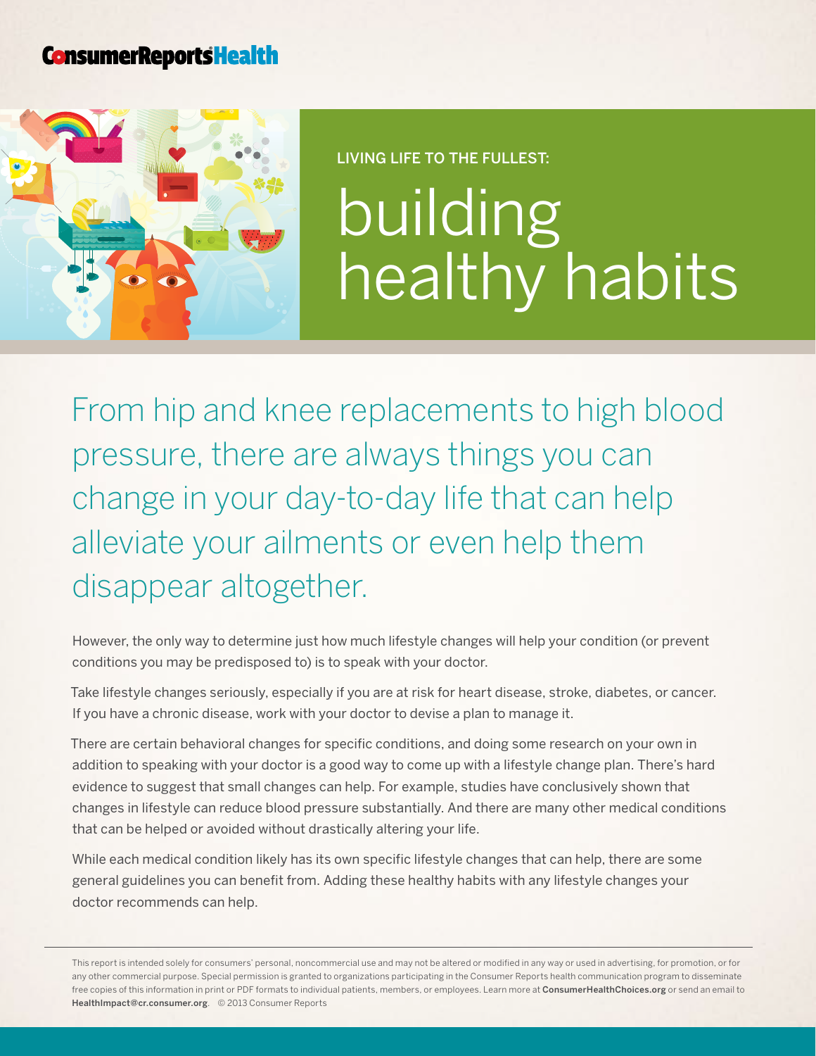ConsumerReportsHealth

LIVING LIFE TO THE FULLEST:

# building healthy habits

From hip and knee replacements to high blood pressure, there are always things you can change in your day-to-day life that can help alleviate your ailments or even help them disappear altogether.

However, the only way to determine just how much lifestyle changes will help your condition (or prevent conditions you may be predisposed to) is to speak with your doctor.

Take lifestyle changes seriously, especially if you are at risk for heart disease, stroke, diabetes, or cancer. If you have a chronic disease, work with your doctor to devise a plan to manage it.

There are certain behavioral changes for specific conditions, and doing some research on your own in addition to speaking with your doctor is a good way to come up with a lifestyle change plan. There's hard evidence to suggest that small changes can help. For example, studies have conclusively shown that changes in lifestyle can reduce blood pressure substantially. And there are many other medical conditions that can be helped or avoided without drastically altering your life.

While each medical condition likely has its own specific lifestyle changes that can help, there are some general guidelines you can benefit from. Adding these healthy habits with any lifestyle changes your doctor recommends can help.

---

This report is intended solely for consumers' personal, noncommercial use and may not be altered or modified in any way or used in advertising, for promotion, or for any other commercial purpose. Special permission is granted to organizations participating in the Consumer Reports health communication program to disseminate free copies of this information in print or PDF formats to individual patients, members, or employees. Learn more at **ConsumerHealthChoices.org** or send an email to **HealthImpact@cr.consumer.org**. © 2013 Consumer Reports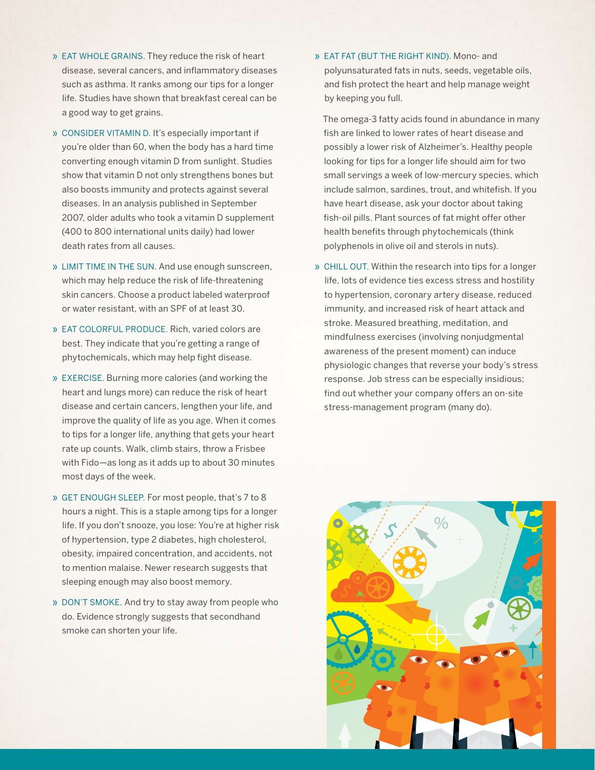» EAT WHOLE GRAINS. They reduce the risk of heart disease, several cancers, and inflammatory diseases such as asthma. It ranks among our tips for a longer life. Studies have shown that breakfast cereal can be a good way to get grains.

» CONSIDER VITAMIN D. It's especially important if you're older than 60, when the body has a hard time converting enough vitamin D from sunlight. Studies show that vitamin D not only strengthens bones but also boosts immunity and protects against several diseases. In an analysis published in September 2007, older adults who took a vitamin D supplement (400 to 800 international units daily) had lower death rates from all causes.

» LIMIT TIME IN THE SUN. And use enough sunscreen, which may help reduce the risk of life-threatening skin cancers. Choose a product labeled waterproof or water resistant, with an SPF of at least 30.

» EAT COLORFUL PRODUCE. Rich, varied colors are best. They indicate that you're getting a range of phytochemicals, which may help fight disease.

» EXERCISE. Burning more calories (and working the heart and lungs more) can reduce the risk of heart disease and certain cancers, lengthen your life, and improve the quality of life as you age. When it comes to tips for a longer life, anything that gets your heart rate up counts. Walk, climb stairs, throw a Frisbee with Fido—as long as it adds up to about 30 minutes most days of the week.

» GET ENOUGH SLEEP. For most people, that's 7 to 8 hours a night. This is a staple among tips for a longer life. If you don't snooze, you lose: You're at higher risk of hypertension, type 2 diabetes, high cholesterol, obesity, impaired concentration, and accidents, not to mention malaise. Newer research suggests that sleeping enough may also boost memory.

» DON'T SMOKE. And try to stay away from people who do. Evidence strongly suggests that secondhand smoke can shorten your life.

» EAT FAT (BUT THE RIGHT KIND). Mono- and polyunsaturated fats in nuts, seeds, vegetable oils, and fish protect the heart and help manage weight by keeping you full.

The omega-3 fatty acids found in abundance in many fish are linked to lower rates of heart disease and possibly a lower risk of Alzheimer's. Healthy people looking for tips for a longer life should aim for two small servings a week of low-mercury species, which include salmon, sardines, trout, and whitefish. If you have heart disease, ask your doctor about taking fish-oil pills. Plant sources of fat might offer other health benefits through phytochemicals (think polyphenols in olive oil and sterols in nuts).

» CHILL OUT. Within the research into tips for a longer life, lots of evidence ties excess stress and hostility to hypertension, coronary artery disease, reduced immunity, and increased risk of heart attack and stroke. Measured breathing, meditation, and mindfulness exercises (involving nonjudgmental awareness of the present moment) can induce physiologic changes that reverse your body's stress response. Job stress can be especially insidious; find out whether your company offers an on-site stress-management program (many do).